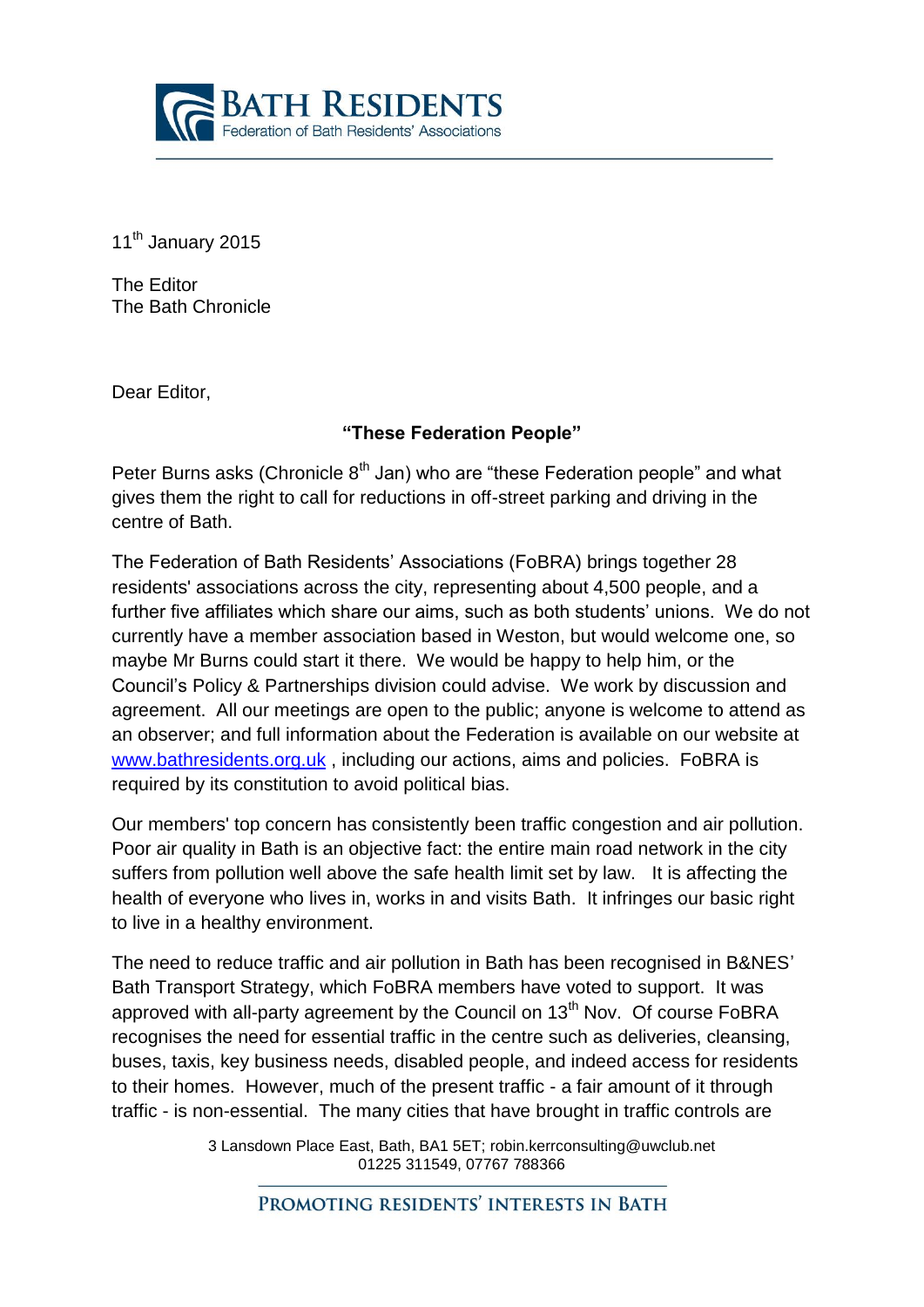# BATH RESIDENTS

Federation of Bath Residents' Associations

11th January 2015

The Editor  
The Bath Chronicle

Dear Editor,

**"These Federation People"**

Peter Burns asks (Chronicle 8th Jan) who are "these Federation people" and what gives them the right to call for reductions in off-street parking and driving in the centre of Bath.

The Federation of Bath Residents' Associations (FoBRA) brings together 28 residents' associations across the city, representing about 4,500 people, and a further five affiliates which share our aims, such as both students' unions. We do not currently have a member association based in Weston, but would welcome one, so maybe Mr Burns could start it there. We would be happy to help him, or the Council's Policy & Partnerships division could advise. We work by discussion and agreement. All our meetings are open to the public; anyone is welcome to attend as an observer; and full information about the Federation is available on our website at [www.bathresidents.org.uk](http://www.bathresidents.org.uk) , including our actions, aims and policies. FoBRA is required by its constitution to avoid political bias.

Our members' top concern has consistently been traffic congestion and air pollution. Poor air quality in Bath is an objective fact: the entire main road network in the city suffers from pollution well above the safe health limit set by law. It is affecting the health of everyone who lives in, works in and visits Bath. It infringes our basic right to live in a healthy environment.

The need to reduce traffic and air pollution in Bath has been recognised in B&NES' Bath Transport Strategy, which FoBRA members have voted to support. It was approved with all-party agreement by the Council on 13th Nov. Of course FoBRA recognises the need for essential traffic in the centre such as deliveries, cleansing, buses, taxis, key business needs, disabled people, and indeed access for residents to their homes. However, much of the present traffic - a fair amount of it through traffic - is non-essential. The many cities that have brought in traffic controls are

3 Lansdown Place East, Bath, BA1 5ET; robin.kerrconsulting@uwclub.net  
01225 311549, 07767 788366

PROMOTING RESIDENTS' INTERESTS IN BATH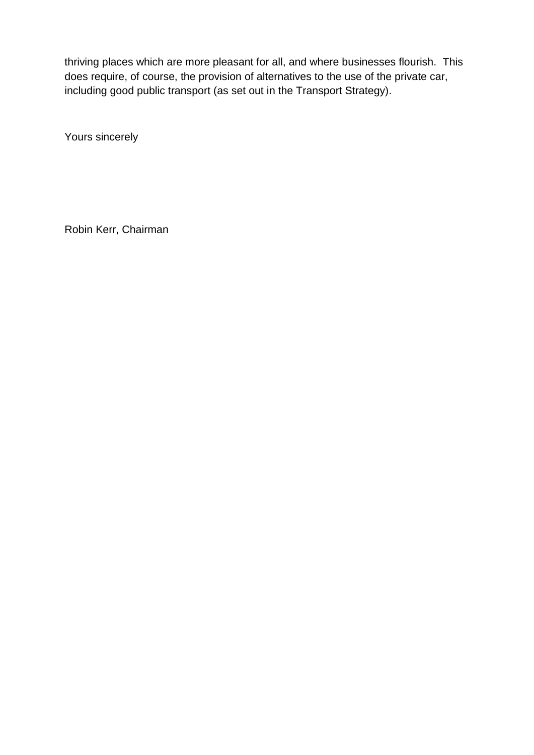thriving places which are more pleasant for all, and where businesses flourish. This does require, of course, the provision of alternatives to the use of the private car, including good public transport (as set out in the Transport Strategy).

Yours sincerely

Robin Kerr, Chairman